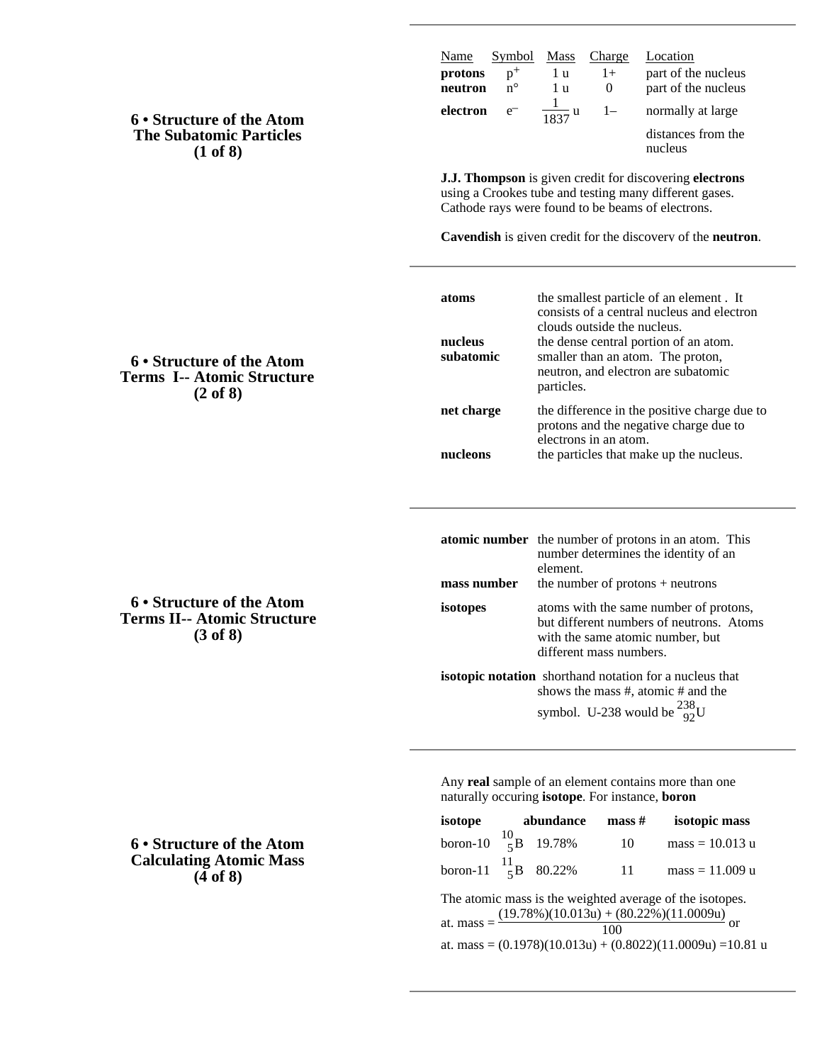## 6 • Structure of the Atom
## The Subatomic Particles
## (1 of 8)

| Name | Symbol | Mass | Charge | Location |
|---|---|---|---|---|
| **protons** | $p^+$ | 1 u | 1+ | part of the nucleus |
| **neutron** | $n°$ | 1 u | 0 | part of the nucleus |
| **electron** | $e^-$ | $\frac{1}{1837}$ u | 1– | normally at large distances from the nucleus |

**J.J. Thompson** is given credit for discovering **electrons** using a Crookes tube and testing many different gases. Cathode rays were found to be beams of electrons.

**Cavendish** is given credit for the discovery of the **neutron**.

---

## 6 • Structure of the Atom
## Terms I-- Atomic Structure
## (2 of 8)

**atoms** — the smallest particle of an element . It consists of a central nucleus and electron clouds outside the nucleus.

**nucleus** — the dense central portion of an atom.

**subatomic** — smaller than an atom. The proton, neutron, and electron are subatomic particles.

**net charge** — the difference in the positive charge due to protons and the negative charge due to electrons in an atom.

**nucleons** — the particles that make up the nucleus.

---

## 6 • Structure of the Atom
## Terms II-- Atomic Structure
## (3 of 8)

**atomic number** — the number of protons in an atom. This number determines the identity of an element.

**mass number** — the number of protons + neutrons

**isotopes** — atoms with the same number of protons, but different numbers of neutrons. Atoms with the same atomic number, but different mass numbers.

**isotopic notation** — shorthand notation for a nucleus that shows the mass #, atomic # and the symbol. U-238 would be $^{238}_{92}U$

---

## 6 • Structure of the Atom
## Calculating Atomic Mass
## (4 of 8)

Any **real** sample of an element contains more than one naturally occuring **isotope**. For instance, **boron**

| isotope | abundance | mass # | isotopic mass |
|---|---|---|---|
| boron-10 $^{10}_{5}B$ | 19.78% | 10 | mass = 10.013 u |
| boron-11 $^{11}_{5}B$ | 80.22% | 11 | mass = 11.009 u |

The atomic mass is the weighted average of the isotopes.

$$\text{at. mass} = \frac{(19.78\%)(10.013u) + (80.22\%)(11.0009u)}{100} \text{ or}$$

$$\text{at. mass} = (0.1978)(10.013u) + (0.8022)(11.0009u) = 10.81 \text{ u}$$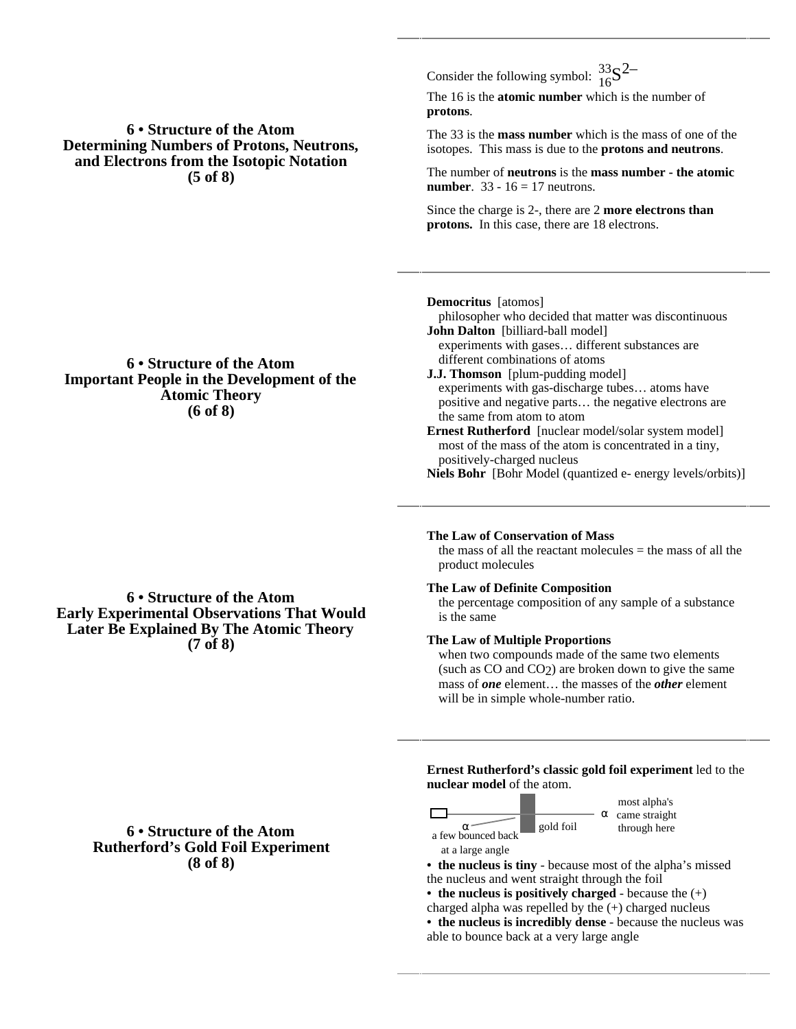## 6 • Structure of the Atom
## Determining Numbers of Protons, Neutrons, and Electrons from the Isotopic Notation
## (5 of 8)

Consider the following symbol: $^{33}_{16}S^{2-}$

The 16 is the **atomic number** which is the number of **protons**.

The 33 is the **mass number** which is the mass of one of the isotopes. This mass is due to the **protons and neutrons**.

The number of **neutrons** is the **mass number - the atomic number**. 33 - 16 = 17 neutrons.

Since the charge is 2-, there are 2 **more electrons than protons.** In this case, there are 18 electrons.

---

## 6 • Structure of the Atom
## Important People in the Development of the Atomic Theory
## (6 of 8)

**Democritus** [atomos]
philosopher who decided that matter was discontinuous

**John Dalton** [billiard-ball model]
experiments with gases… different substances are different combinations of atoms

**J.J. Thomson** [plum-pudding model]
experiments with gas-discharge tubes… atoms have positive and negative parts… the negative electrons are the same from atom to atom

**Ernest Rutherford** [nuclear model/solar system model]
most of the mass of the atom is concentrated in a tiny, positively-charged nucleus

**Niels Bohr** [Bohr Model (quantized e- energy levels/orbits)]

---

## 6 • Structure of the Atom
## Early Experimental Observations That Would Later Be Explained By The Atomic Theory
## (7 of 8)

**The Law of Conservation of Mass**
the mass of all the reactant molecules = the mass of all the product molecules

**The Law of Definite Composition**
the percentage composition of any sample of a substance is the same

**The Law of Multiple Proportions**
when two compounds made of the same two elements (such as CO and $CO_2$) are broken down to give the same mass of ***one*** element… the masses of the ***other*** element will be in simple whole-number ratio.

---

## 6 • Structure of the Atom
## Rutherford's Gold Foil Experiment
## (8 of 8)

**Ernest Rutherford's classic gold foil experiment** led to the **nuclear model** of the atom.

α
a few bounced back at a large angle
gold foil
α
most alpha's came straight through here

- **the nucleus is tiny** - because most of the alpha's missed the nucleus and went straight through the foil
- **the nucleus is positively charged** - because the (+) charged alpha was repelled by the (+) charged nucleus
- **the nucleus is incredibly dense** - because the nucleus was able to bounce back at a very large angle